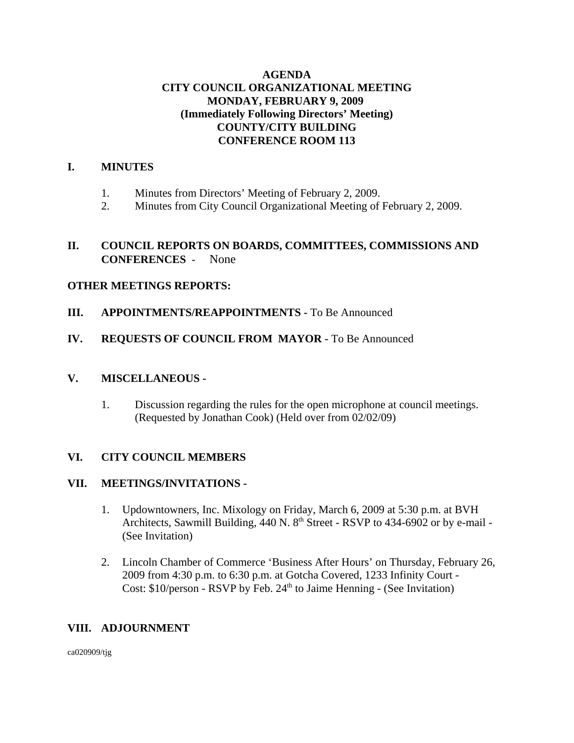# AGENDA
# CITY COUNCIL ORGANIZATIONAL MEETING
# MONDAY, FEBRUARY 9, 2009
## (Immediately Following Directors' Meeting)
## COUNTY/CITY BUILDING
## CONFERENCE ROOM 113

## I. MINUTES

1. Minutes from Directors' Meeting of February 2, 2009.
2. Minutes from City Council Organizational Meeting of February 2, 2009.

## II. COUNCIL REPORTS ON BOARDS, COMMITTEES, COMMISSIONS AND CONFERENCES - None

**OTHER MEETINGS REPORTS:**

## III. APPOINTMENTS/REAPPOINTMENTS - To Be Announced

## IV. REQUESTS OF COUNCIL FROM MAYOR - To Be Announced

## V. MISCELLANEOUS -

1. Discussion regarding the rules for the open microphone at council meetings. (Requested by Jonathan Cook) (Held over from 02/02/09)

## VI. CITY COUNCIL MEMBERS

## VII. MEETINGS/INVITATIONS -

1. Updowntowners, Inc. Mixology on Friday, March 6, 2009 at 5:30 p.m. at BVH Architects, Sawmill Building, 440 N. 8th Street - RSVP to 434-6902 or by e-mail - (See Invitation)

2. Lincoln Chamber of Commerce 'Business After Hours' on Thursday, February 26, 2009 from 4:30 p.m. to 6:30 p.m. at Gotcha Covered, 1233 Infinity Court - Cost: $10/person - RSVP by Feb. 24th to Jaime Henning - (See Invitation)

## VIII. ADJOURNMENT

ca020909/tjg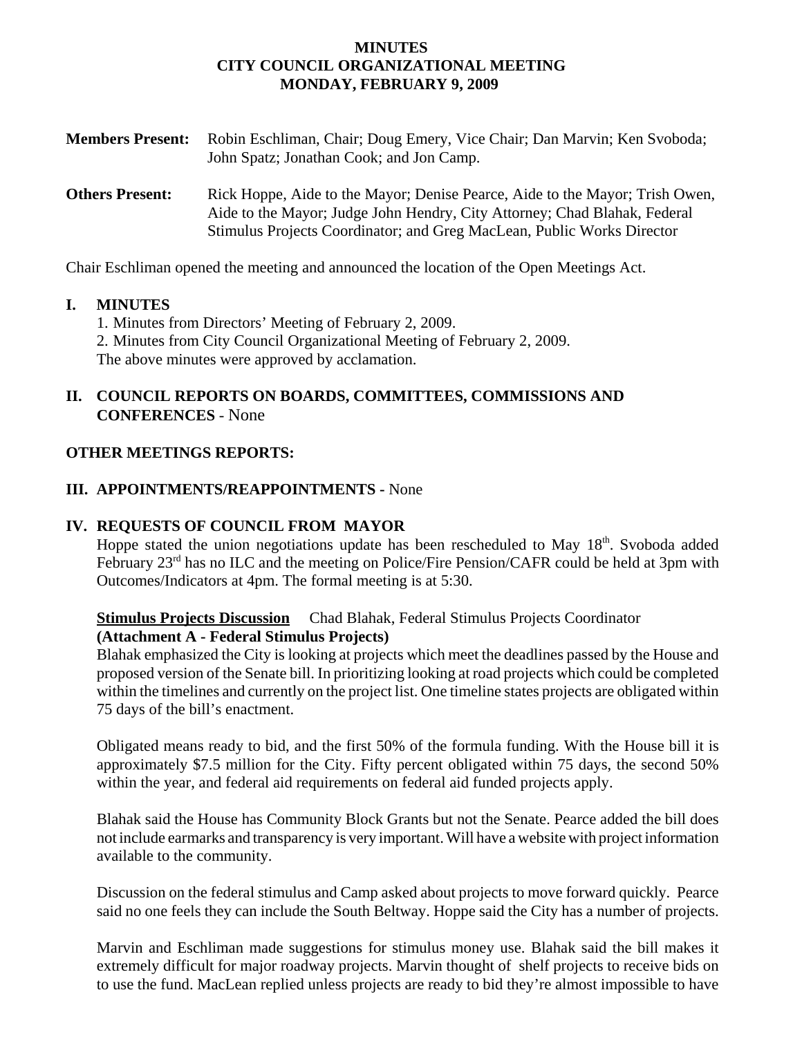**MINUTES**
**CITY COUNCIL ORGANIZATIONAL MEETING**
**MONDAY, FEBRUARY 9, 2009**

**Members Present:** Robin Eschliman, Chair; Doug Emery, Vice Chair; Dan Marvin; Ken Svoboda; John Spatz; Jonathan Cook; and Jon Camp.

**Others Present:** Rick Hoppe, Aide to the Mayor; Denise Pearce, Aide to the Mayor; Trish Owen, Aide to the Mayor; Judge John Hendry, City Attorney; Chad Blahak, Federal Stimulus Projects Coordinator; and Greg MacLean, Public Works Director

Chair Eschliman opened the meeting and announced the location of the Open Meetings Act.

## I. MINUTES

1. Minutes from Directors' Meeting of February 2, 2009.
2. Minutes from City Council Organizational Meeting of February 2, 2009.

The above minutes were approved by acclamation.

## II. COUNCIL REPORTS ON BOARDS, COMMITTEES, COMMISSIONS AND CONFERENCES - None

## OTHER MEETINGS REPORTS:

## III. APPOINTMENTS/REAPPOINTMENTS - None

## IV. REQUESTS OF COUNCIL FROM MAYOR

Hoppe stated the union negotiations update has been rescheduled to May 18th. Svoboda added February 23rd has no ILC and the meeting on Police/Fire Pension/CAFR could be held at 3pm with Outcomes/Indicators at 4pm. The formal meeting is at 5:30.

**Stimulus Projects Discussion** Chad Blahak, Federal Stimulus Projects Coordinator
**(Attachment A - Federal Stimulus Projects)**

Blahak emphasized the City is looking at projects which meet the deadlines passed by the House and proposed version of the Senate bill. In prioritizing looking at road projects which could be completed within the timelines and currently on the project list. One timeline states projects are obligated within 75 days of the bill's enactment.

Obligated means ready to bid, and the first 50% of the formula funding. With the House bill it is approximately $7.5 million for the City. Fifty percent obligated within 75 days, the second 50% within the year, and federal aid requirements on federal aid funded projects apply.

Blahak said the House has Community Block Grants but not the Senate. Pearce added the bill does not include earmarks and transparency is very important. Will have a website with project information available to the community.

Discussion on the federal stimulus and Camp asked about projects to move forward quickly. Pearce said no one feels they can include the South Beltway. Hoppe said the City has a number of projects.

Marvin and Eschliman made suggestions for stimulus money use. Blahak said the bill makes it extremely difficult for major roadway projects. Marvin thought of shelf projects to receive bids on to use the fund. MacLean replied unless projects are ready to bid they're almost impossible to have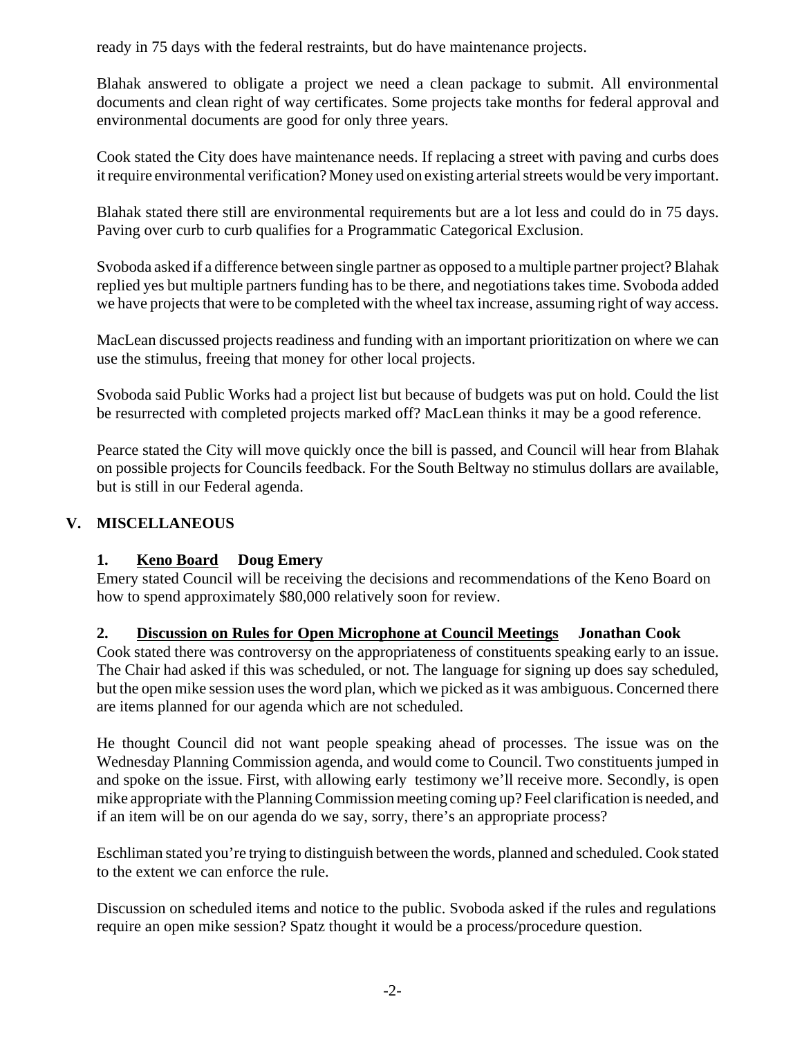ready in 75 days with the federal restraints, but do have maintenance projects.

Blahak answered to obligate a project we need a clean package to submit. All environmental documents and clean right of way certificates. Some projects take months for federal approval and environmental documents are good for only three years.

Cook stated the City does have maintenance needs. If replacing a street with paving and curbs does it require environmental verification? Money used on existing arterial streets would be very important.

Blahak stated there still are environmental requirements but are a lot less and could do in 75 days. Paving over curb to curb qualifies for a Programmatic Categorical Exclusion.

Svoboda asked if a difference between single partner as opposed to a multiple partner project? Blahak replied yes but multiple partners funding has to be there, and negotiations takes time. Svoboda added we have projects that were to be completed with the wheel tax increase, assuming right of way access.

MacLean discussed projects readiness and funding with an important prioritization on where we can use the stimulus, freeing that money for other local projects.

Svoboda said Public Works had a project list but because of budgets was put on hold. Could the list be resurrected with completed projects marked off? MacLean thinks it may be a good reference.

Pearce stated the City will move quickly once the bill is passed, and Council will hear from Blahak on possible projects for Councils feedback. For the South Beltway no stimulus dollars are available, but is still in our Federal agenda.

## V. MISCELLANEOUS

**1. Keno Board Doug Emery**

Emery stated Council will be receiving the decisions and recommendations of the Keno Board on how to spend approximately $80,000 relatively soon for review.

**2. Discussion on Rules for Open Microphone at Council Meetings Jonathan Cook**

Cook stated there was controversy on the appropriateness of constituents speaking early to an issue. The Chair had asked if this was scheduled, or not. The language for signing up does say scheduled, but the open mike session uses the word plan, which we picked as it was ambiguous. Concerned there are items planned for our agenda which are not scheduled.

He thought Council did not want people speaking ahead of processes. The issue was on the Wednesday Planning Commission agenda, and would come to Council. Two constituents jumped in and spoke on the issue. First, with allowing early testimony we'll receive more. Secondly, is open mike appropriate with the Planning Commission meeting coming up? Feel clarification is needed, and if an item will be on our agenda do we say, sorry, there's an appropriate process?

Eschliman stated you're trying to distinguish between the words, planned and scheduled. Cook stated to the extent we can enforce the rule.

Discussion on scheduled items and notice to the public. Svoboda asked if the rules and regulations require an open mike session? Spatz thought it would be a process/procedure question.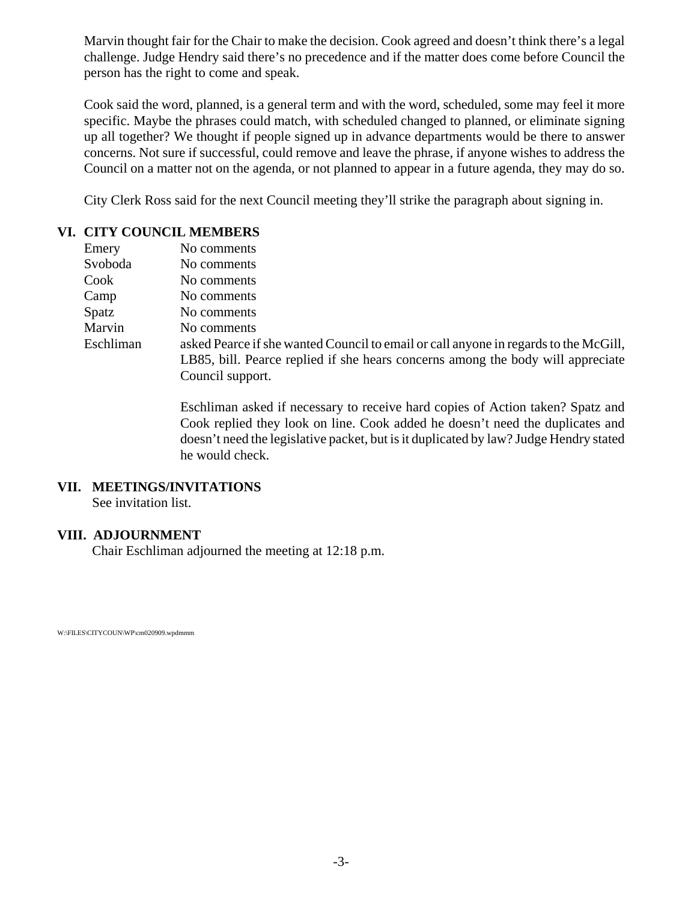Marvin thought fair for the Chair to make the decision. Cook agreed and doesn't think there's a legal challenge. Judge Hendry said there's no precedence and if the matter does come before Council the person has the right to come and speak.

Cook said the word, planned, is a general term and with the word, scheduled, some may feel it more specific. Maybe the phrases could match, with scheduled changed to planned, or eliminate signing up all together? We thought if people signed up in advance departments would be there to answer concerns. Not sure if successful, could remove and leave the phrase, if anyone wishes to address the Council on a matter not on the agenda, or not planned to appear in a future agenda, they may do so.

City Clerk Ross said for the next Council meeting they'll strike the paragraph about signing in.

## VI. CITY COUNCIL MEMBERS

Emery — No comments

Svoboda — No comments

Cook — No comments

Camp — No comments

Spatz — No comments

Marvin — No comments

Eschliman — asked Pearce if she wanted Council to email or call anyone in regards to the McGill, LB85, bill. Pearce replied if she hears concerns among the body will appreciate Council support.

Eschliman asked if necessary to receive hard copies of Action taken? Spatz and Cook replied they look on line. Cook added he doesn't need the duplicates and doesn't need the legislative packet, but is it duplicated by law? Judge Hendry stated he would check.

## VII. MEETINGS/INVITATIONS

See invitation list.

## VIII. ADJOURNMENT

Chair Eschliman adjourned the meeting at 12:18 p.m.

W:\FILES\CITYCOUN\WP\cm020909.wpdmmm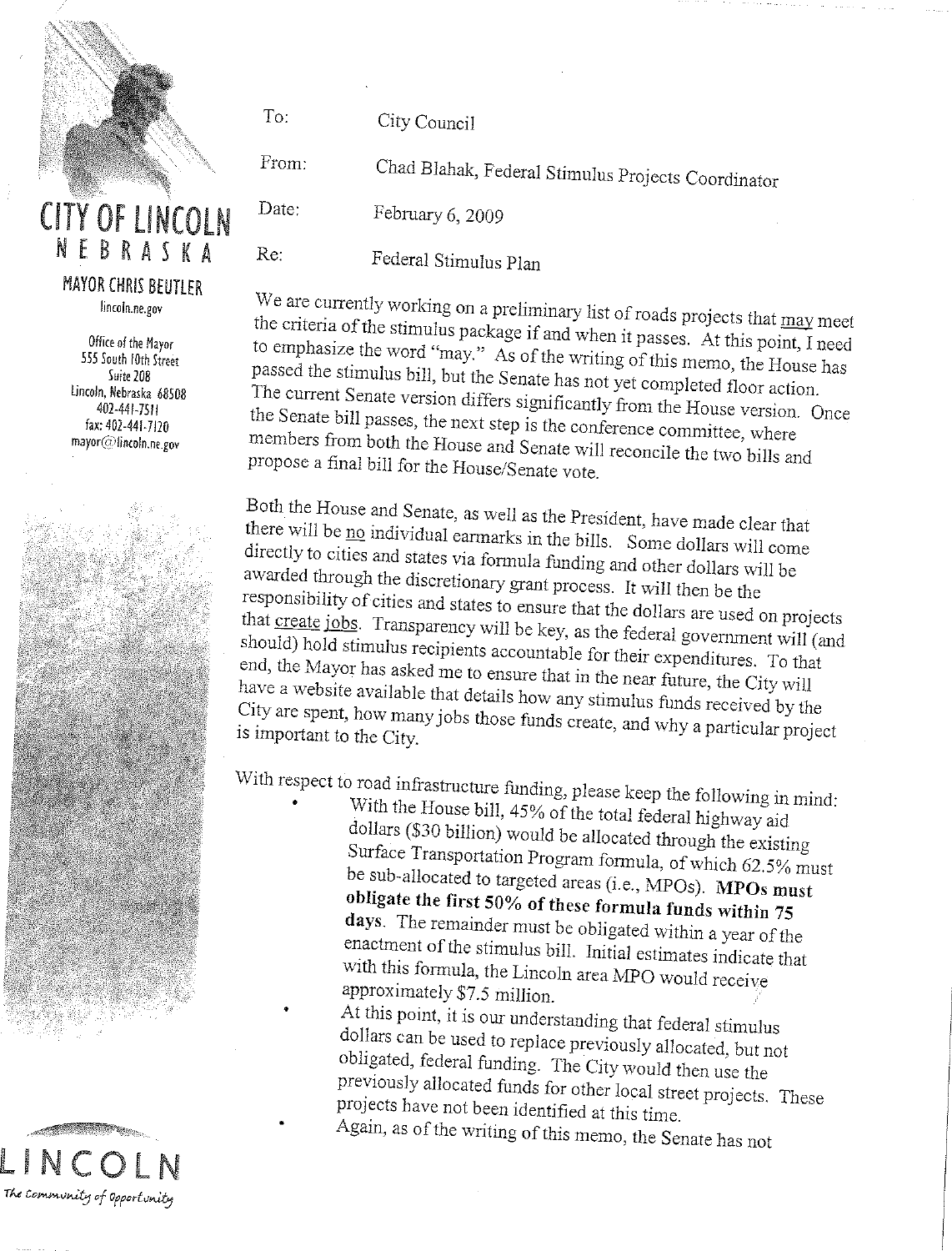**CITY OF LINCOLN**
**NEBRASKA**

**MAYOR CHRIS BEUTLER**
lincoln.ne.gov

Office of the Mayor
555 South 10th Street
Suite 208
Lincoln, Nebraska 68508
402-441-7511
fax: 402-441-7120
mayor@lincoln.ne.gov

To: City Council

From: Chad Blahak, Federal Stimulus Projects Coordinator

Date: February 6, 2009

Re: Federal Stimulus Plan

We are currently working on a preliminary list of roads projects that may meet the criteria of the stimulus package if and when it passes. At this point, I need to emphasize the word "may." As of the writing of this memo, the House has passed the stimulus bill, but the Senate has not yet completed floor action. The current Senate version differs significantly from the House version. Once the Senate bill passes, the next step is the conference committee, where members from both the House and Senate will reconcile the two bills and propose a final bill for the House/Senate vote.

Both the House and Senate, as well as the President, have made clear that there will be no individual earmarks in the bills. Some dollars will come directly to cities and states via formula funding and other dollars will be awarded through the discretionary grant process. It will then be the responsibility of cities and states to ensure that the dollars are used on projects that create jobs. Transparency will be key, as the federal government will (and should) hold stimulus recipients accountable for their expenditures. To that end, the Mayor has asked me to ensure that in the near future, the City will have a website available that details how any stimulus funds received by the City are spent, how many jobs those funds create, and why a particular project is important to the City.

With respect to road infrastructure funding, please keep the following in mind:

- With the House bill, 45% of the total federal highway aid dollars ($30 billion) would be allocated through the existing Surface Transportation Program formula, of which 62.5% must be sub-allocated to targeted areas (i.e., MPOs). **MPOs must obligate the first 50% of these formula funds within 75 days**. The remainder must be obligated within a year of the enactment of the stimulus bill. Initial estimates indicate that with this formula, the Lincoln area MPO would receive approximately $7.5 million.
- At this point, it is our understanding that federal stimulus dollars can be used to replace previously allocated, but not obligated, federal funding. The City would then use the previously allocated funds for other local street projects. These projects have not been identified at this time.
- Again, as of the writing of this memo, the Senate has not

LINCOLN
*The Community of Opportunity*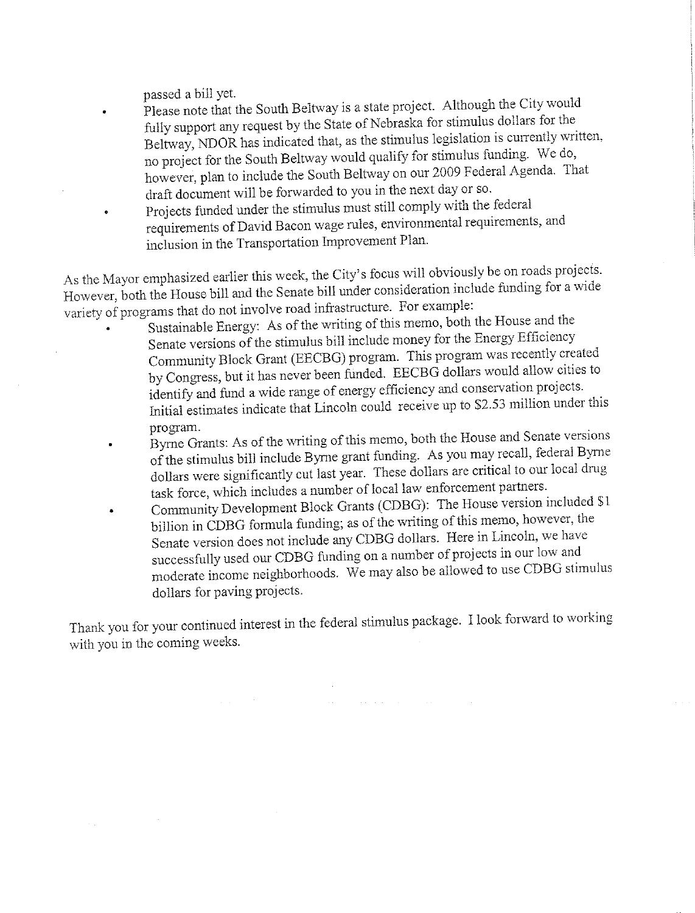passed a bill yet.

- Please note that the South Beltway is a state project. Although the City would fully support any request by the State of Nebraska for stimulus dollars for the Beltway, NDOR has indicated that, as the stimulus legislation is currently written, no project for the South Beltway would qualify for stimulus funding. We do, however, plan to include the South Beltway on our 2009 Federal Agenda. That draft document will be forwarded to you in the next day or so.
- Projects funded under the stimulus must still comply with the federal requirements of David Bacon wage rules, environmental requirements, and inclusion in the Transportation Improvement Plan.

As the Mayor emphasized earlier this week, the City's focus will obviously be on roads projects. However, both the House bill and the Senate bill under consideration include funding for a wide variety of programs that do not involve road infrastructure. For example:

- Sustainable Energy: As of the writing of this memo, both the House and the Senate versions of the stimulus bill include money for the Energy Efficiency Community Block Grant (EECBG) program. This program was recently created by Congress, but it has never been funded. EECBG dollars would allow cities to identify and fund a wide range of energy efficiency and conservation projects. Initial estimates indicate that Lincoln could receive up to $2.53 million under this program.
- Byrne Grants: As of the writing of this memo, both the House and Senate versions of the stimulus bill include Byrne grant funding. As you may recall, federal Byrne dollars were significantly cut last year. These dollars are critical to our local drug task force, which includes a number of local law enforcement partners.
- Community Development Block Grants (CDBG): The House version included $1 billion in CDBG formula funding; as of the writing of this memo, however, the Senate version does not include any CDBG dollars. Here in Lincoln, we have successfully used our CDBG funding on a number of projects in our low and moderate income neighborhoods. We may also be allowed to use CDBG stimulus dollars for paving projects.

Thank you for your continued interest in the federal stimulus package. I look forward to working with you in the coming weeks.